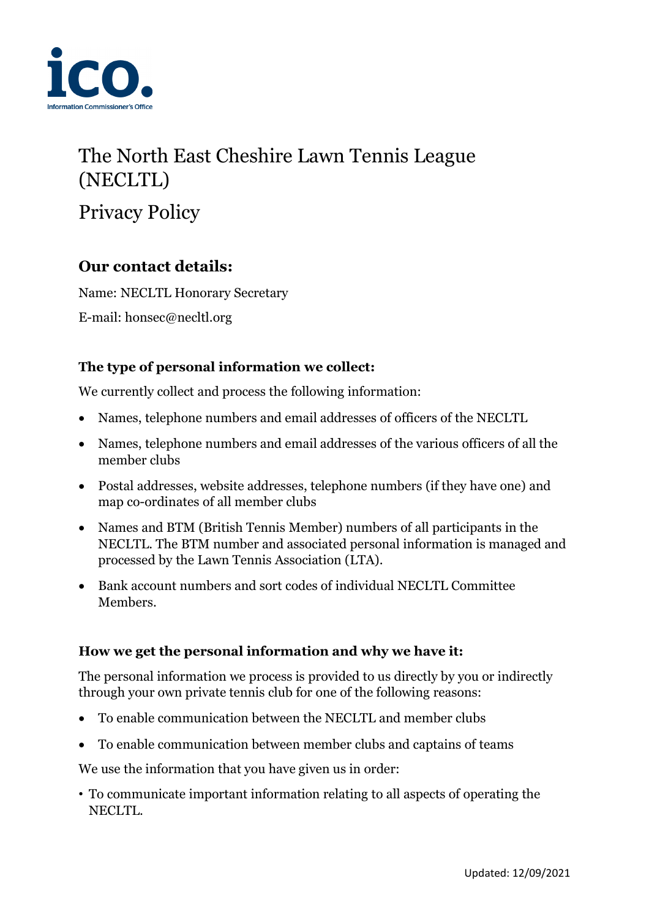# The North East Cheshire Lawn Tennis League (NECLTL)

## Privacy Policy

### Our contact details:

Name: NECLTL Honorary Secretary

E-mail: honsec@necltl.org

#### The type of personal information we collect:

We currently collect and process the following information:

- Names, telephone numbers and email addresses of officers of the NECLTL
- Names, telephone numbers and email addresses of the various officers of all the member clubs
- Postal addresses, website addresses, telephone numbers (if they have one) and map co-ordinates of all member clubs
- Names and BTM (British Tennis Member) numbers of all participants in the NECLTL. The BTM number and associated personal information is managed and processed by the Lawn Tennis Association (LTA).
- Bank account numbers and sort codes of individual NECLTL Committee Members.

#### How we get the personal information and why we have it:

The personal information we process is provided to us directly by you or indirectly through your own private tennis club for one of the following reasons:

- To enable communication between the NECLTL and member clubs
- To enable communication between member clubs and captains of teams

We use the information that you have given us in order:

- To communicate important information relating to all aspects of operating the NECLTL.

Updated: 12/09/2021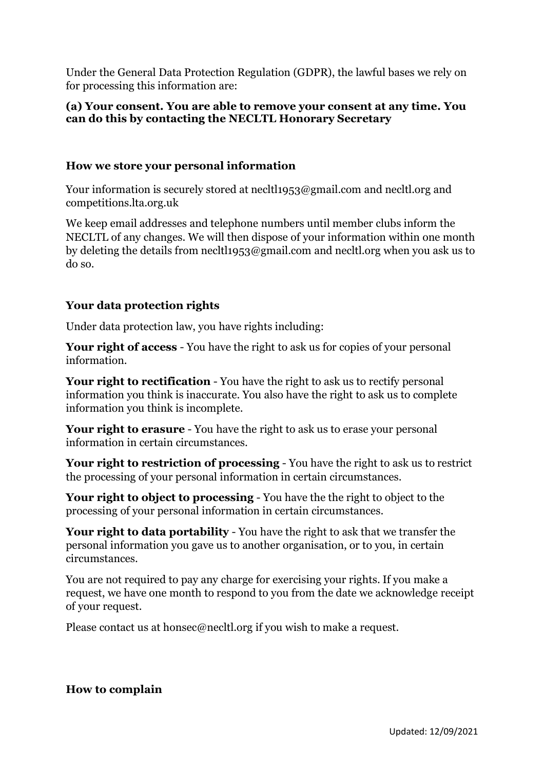Under the General Data Protection Regulation (GDPR), the lawful bases we rely on for processing this information are:

**(a) Your consent. You are able to remove your consent at any time. You can do this by contacting the NECLTL Honorary Secretary**

**How we store your personal information**

Your information is securely stored at necltl1953@gmail.com and necltl.org and competitions.lta.org.uk

We keep email addresses and telephone numbers until member clubs inform the NECLTL of any changes. We will then dispose of your information within one month by deleting the details from necltl1953@gmail.com and necltl.org when you ask us to do so.

**Your data protection rights**

Under data protection law, you have rights including:

**Your right of access** - You have the right to ask us for copies of your personal information.

**Your right to rectification** - You have the right to ask us to rectify personal information you think is inaccurate. You also have the right to ask us to complete information you think is incomplete.

**Your right to erasure** - You have the right to ask us to erase your personal information in certain circumstances.

**Your right to restriction of processing** - You have the right to ask us to restrict the processing of your personal information in certain circumstances.

**Your right to object to processing** - You have the the right to object to the processing of your personal information in certain circumstances.

**Your right to data portability** - You have the right to ask that we transfer the personal information you gave us to another organisation, or to you, in certain circumstances.

You are not required to pay any charge for exercising your rights. If you make a request, we have one month to respond to you from the date we acknowledge receipt of your request.

Please contact us at honsec@necltl.org if you wish to make a request.

**How to complain**

Updated: 12/09/2021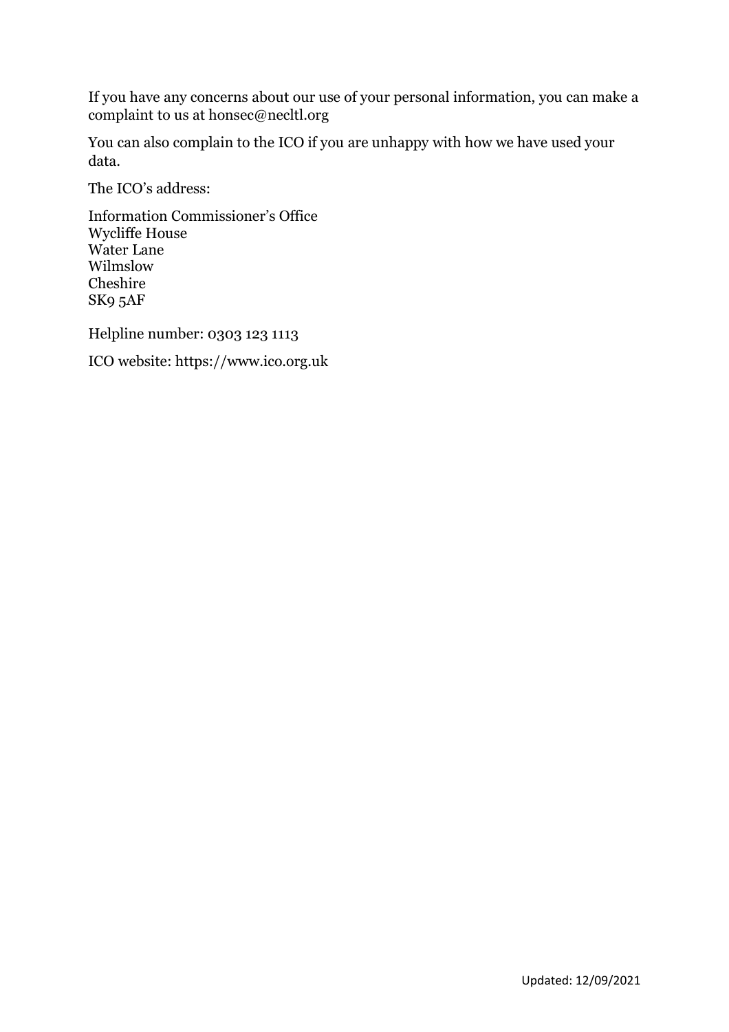If you have any concerns about our use of your personal information, you can make a complaint to us at honsec@necltl.org

You can also complain to the ICO if you are unhappy with how we have used your data.

The ICO's address:

Information Commissioner's Office  
Wycliffe House  
Water Lane  
Wilmslow  
Cheshire  
SK9 5AF

Helpline number: 0303 123 1113

ICO website: https://www.ico.org.uk

Updated: 12/09/2021